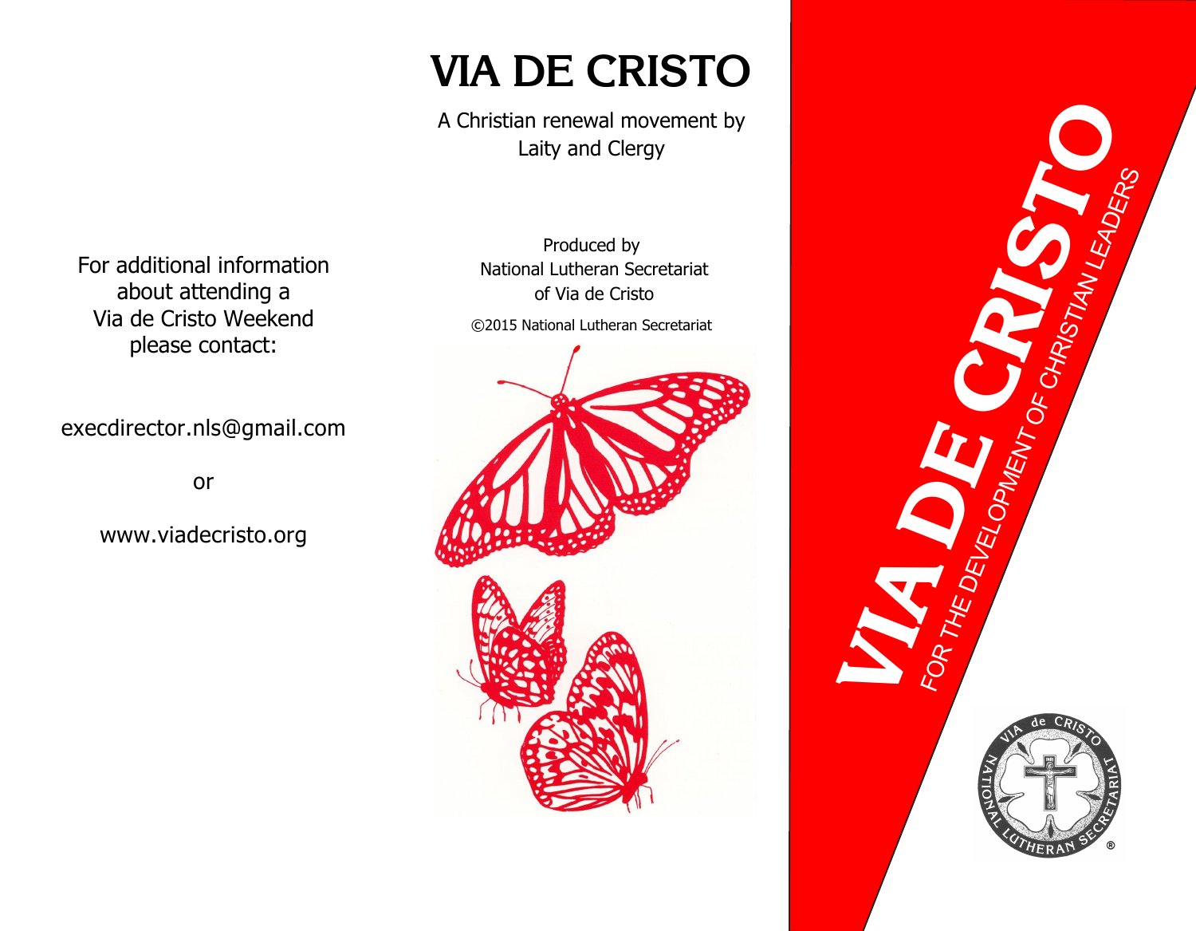For additional information about attending a Via de Cristo Weekend please contact:

execdirector.nls@gmail.com

or

www.viadecristo.org

# VIA DE CRISTO

A Christian renewal movement by Laity and Clergy

Produced by
National Lutheran Secretariat
of Via de Cristo

©2015 National Lutheran Secretariat

**VIA DE CRISTO**

FOR THE DEVELOPMENT OF CHRISTIAN LEADERS

VIA de CRISTO NATIONAL LUTHERAN SECRETARIAT ®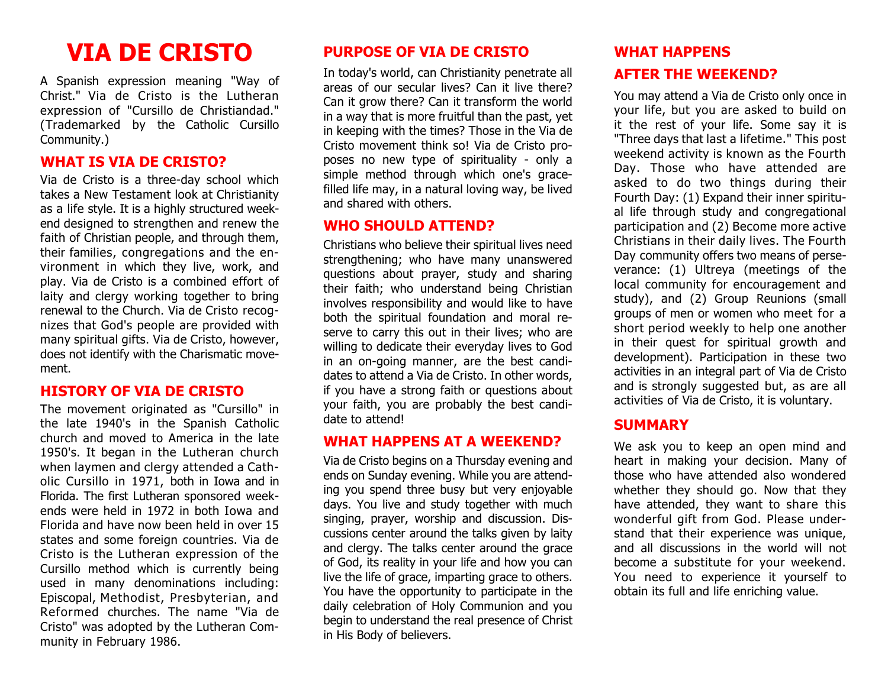# VIA DE CRISTO

A Spanish expression meaning "Way of Christ." Via de Cristo is the Lutheran expression of "Cursillo de Christiandad." (Trademarked by the Catholic Cursillo Community.)

## WHAT IS VIA DE CRISTO?

Via de Cristo is a three-day school which takes a New Testament look at Christianity as a life style. It is a highly structured weekend designed to strengthen and renew the faith of Christian people, and through them, their families, congregations and the environment in which they live, work, and play. Via de Cristo is a combined effort of laity and clergy working together to bring renewal to the Church. Via de Cristo recognizes that God's people are provided with many spiritual gifts. Via de Cristo, however, does not identify with the Charismatic movement.

## HISTORY OF VIA DE CRISTO

The movement originated as "Cursillo" in the late 1940's in the Spanish Catholic church and moved to America in the late 1950's. It began in the Lutheran church when laymen and clergy attended a Catholic Cursillo in 1971, both in Iowa and in Florida. The first Lutheran sponsored weekends were held in 1972 in both Iowa and Florida and have now been held in over 15 states and some foreign countries. Via de Cristo is the Lutheran expression of the Cursillo method which is currently being used in many denominations including: Episcopal, Methodist, Presbyterian, and Reformed churches. The name "Via de Cristo" was adopted by the Lutheran Community in February 1986.

## PURPOSE OF VIA DE CRISTO

In today's world, can Christianity penetrate all areas of our secular lives? Can it live there? Can it grow there? Can it transform the world in a way that is more fruitful than the past, yet in keeping with the times? Those in the Via de Cristo movement think so! Via de Cristo proposes no new type of spirituality - only a simple method through which one's grace-filled life may, in a natural loving way, be lived and shared with others.

## WHO SHOULD ATTEND?

Christians who believe their spiritual lives need strengthening; who have many unanswered questions about prayer, study and sharing their faith; who understand being Christian involves responsibility and would like to have both the spiritual foundation and moral reserve to carry this out in their lives; who are willing to dedicate their everyday lives to God in an on-going manner, are the best candidates to attend a Via de Cristo. In other words, if you have a strong faith or questions about your faith, you are probably the best candidate to attend!

## WHAT HAPPENS AT A WEEKEND?

Via de Cristo begins on a Thursday evening and ends on Sunday evening. While you are attending you spend three busy but very enjoyable days. You live and study together with much singing, prayer, worship and discussion. Discussions center around the talks given by laity and clergy. The talks center around the grace of God, its reality in your life and how you can live the life of grace, imparting grace to others. You have the opportunity to participate in the daily celebration of Holy Communion and you begin to understand the real presence of Christ in His Body of believers.

## WHAT HAPPENS AFTER THE WEEKEND?

You may attend a Via de Cristo only once in your life, but you are asked to build on it the rest of your life. Some say it is "Three days that last a lifetime." This post weekend activity is known as the Fourth Day. Those who have attended are asked to do two things during their Fourth Day: (1) Expand their inner spiritual life through study and congregational participation and (2) Become more active Christians in their daily lives. The Fourth Day community offers two means of perseverance: (1) Ultreya (meetings of the local community for encouragement and study), and (2) Group Reunions (small groups of men or women who meet for a short period weekly to help one another in their quest for spiritual growth and development). Participation in these two activities in an integral part of Via de Cristo and is strongly suggested but, as are all activities of Via de Cristo, it is voluntary.

## SUMMARY

We ask you to keep an open mind and heart in making your decision. Many of those who have attended also wondered whether they should go. Now that they have attended, they want to share this wonderful gift from God. Please understand that their experience was unique, and all discussions in the world will not become a substitute for your weekend. You need to experience it yourself to obtain its full and life enriching value.